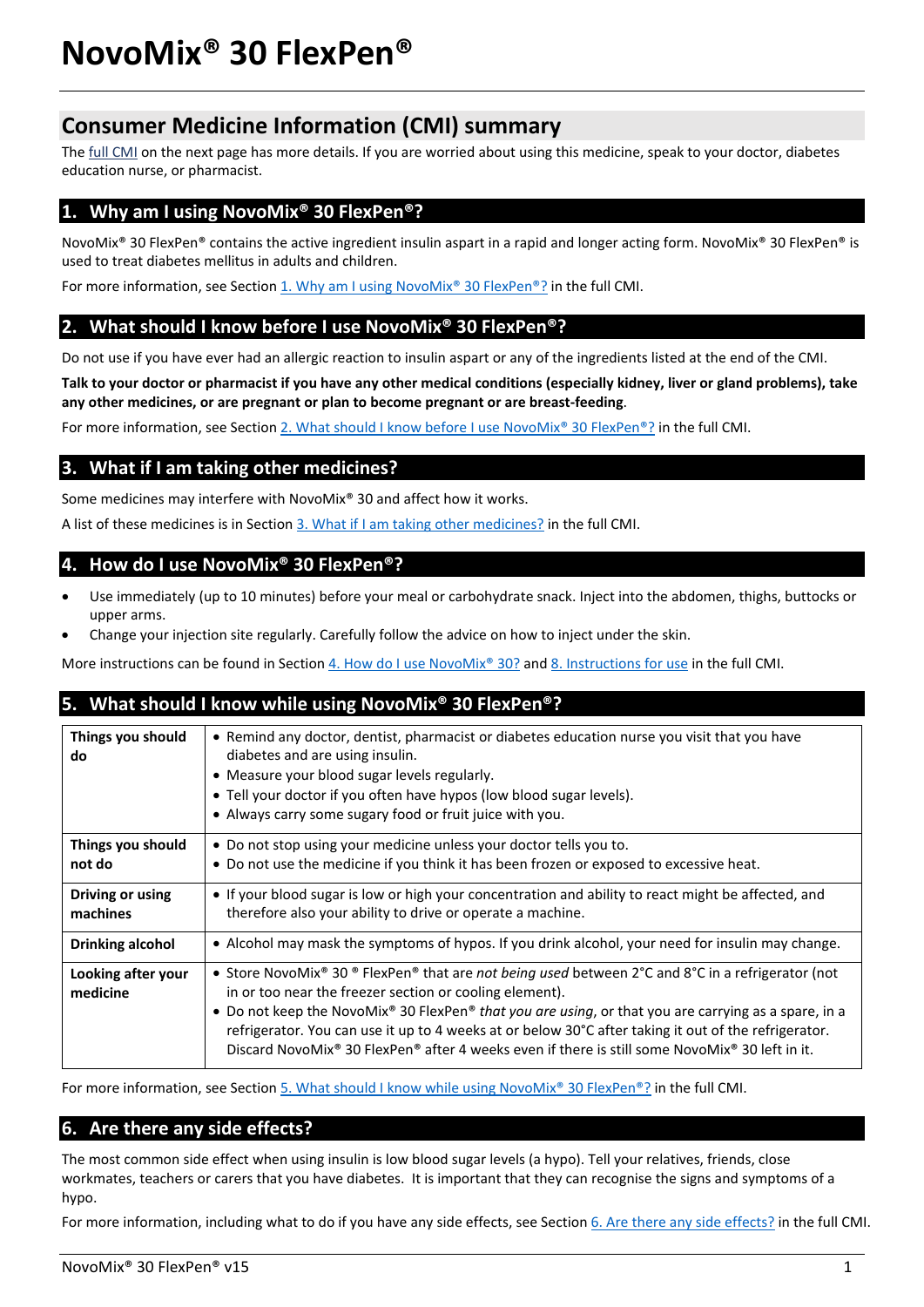# NovoMix® 30 FlexPen®

## Consumer Medicine Information (CMI) summary

The full CMI on the next page has more details. If you are worried about using this medicine, speak to your doctor, diabetes education nurse, or pharmacist.

### 1. Why am I using NovoMix® 30 FlexPen®?

NovoMix® 30 FlexPen® contains the active ingredient insulin aspart in a rapid and longer acting form. NovoMix® 30 FlexPen® is used to treat diabetes mellitus in adults and children.

For more information, see Section 1. Why am I using NovoMix® 30 FlexPen®? in the full CMI.

### 2. What should I know before I use NovoMix® 30 FlexPen®?

Do not use if you have ever had an allergic reaction to insulin aspart or any of the ingredients listed at the end of the CMI.

**Talk to your doctor or pharmacist if you have any other medical conditions (especially kidney, liver or gland problems), take any other medicines, or are pregnant or plan to become pregnant or are breast-feeding**.

For more information, see Section 2. What should I know before I use NovoMix® 30 FlexPen®? in the full CMI.

### 3. What if I am taking other medicines?

Some medicines may interfere with NovoMix® 30 and affect how it works.

A list of these medicines is in Section 3. What if I am taking other medicines? in the full CMI.

### 4. How do I use NovoMix® 30 FlexPen®?

- Use immediately (up to 10 minutes) before your meal or carbohydrate snack. Inject into the abdomen, thighs, buttocks or upper arms.
- Change your injection site regularly. Carefully follow the advice on how to inject under the skin.

More instructions can be found in Section 4. How do I use NovoMix® 30? and 8. Instructions for use in the full CMI.

### 5. What should I know while using NovoMix® 30 FlexPen®?

| | |
|---|---|
| **Things you should do** | • Remind any doctor, dentist, pharmacist or diabetes education nurse you visit that you have diabetes and are using insulin.<br>• Measure your blood sugar levels regularly.<br>• Tell your doctor if you often have hypos (low blood sugar levels).<br>• Always carry some sugary food or fruit juice with you. |
| **Things you should not do** | • Do not stop using your medicine unless your doctor tells you to.<br>• Do not use the medicine if you think it has been frozen or exposed to excessive heat. |
| **Driving or using machines** | • If your blood sugar is low or high your concentration and ability to react might be affected, and therefore also your ability to drive or operate a machine. |
| **Drinking alcohol** | • Alcohol may mask the symptoms of hypos. If you drink alcohol, your need for insulin may change. |
| **Looking after your medicine** | • Store NovoMix® 30 ® FlexPen® that are *not being used* between 2°C and 8°C in a refrigerator (not in or too near the freezer section or cooling element).<br>• Do not keep the NovoMix® 30 FlexPen® *that you are using*, or that you are carrying as a spare, in a refrigerator. You can use it up to 4 weeks at or below 30°C after taking it out of the refrigerator. Discard NovoMix® 30 FlexPen® after 4 weeks even if there is still some NovoMix® 30 left in it. |

For more information, see Section 5. What should I know while using NovoMix® 30 FlexPen®? in the full CMI.

### 6. Are there any side effects?

The most common side effect when using insulin is low blood sugar levels (a hypo). Tell your relatives, friends, close workmates, teachers or carers that you have diabetes. It is important that they can recognise the signs and symptoms of a hypo.

For more information, including what to do if you have any side effects, see Section 6. Are there any side effects? in the full CMI.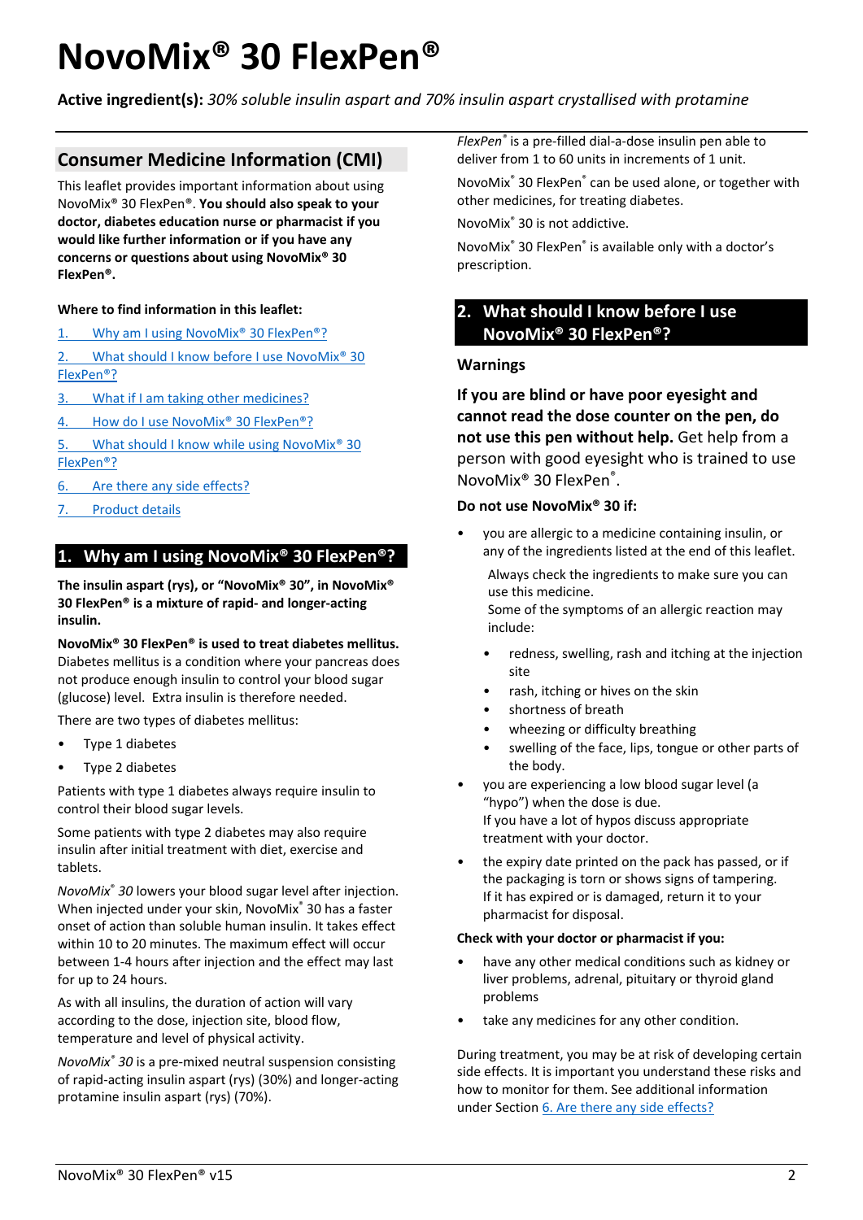# NovoMix® 30 FlexPen®

**Active ingredient(s):** *30% soluble insulin aspart and 70% insulin aspart crystallised with protamine*

## Consumer Medicine Information (CMI)

This leaflet provides important information about using NovoMix® 30 FlexPen®. **You should also speak to your doctor, diabetes education nurse or pharmacist if you would like further information or if you have any concerns or questions about using NovoMix® 30 FlexPen®.**

**Where to find information in this leaflet:**

1. Why am I using NovoMix® 30 FlexPen®?
2. What should I know before I use NovoMix® 30 FlexPen®?
3. What if I am taking other medicines?
4. How do I use NovoMix® 30 FlexPen®?
5. What should I know while using NovoMix® 30 FlexPen®?
6. Are there any side effects?
7. Product details

## 1. Why am I using NovoMix® 30 FlexPen®?

**The insulin aspart (rys), or "NovoMix® 30", in NovoMix® 30 FlexPen® is a mixture of rapid- and longer-acting insulin.**

**NovoMix® 30 FlexPen® is used to treat diabetes mellitus.** Diabetes mellitus is a condition where your pancreas does not produce enough insulin to control your blood sugar (glucose) level. Extra insulin is therefore needed.

There are two types of diabetes mellitus:

- Type 1 diabetes
- Type 2 diabetes

Patients with type 1 diabetes always require insulin to control their blood sugar levels.

Some patients with type 2 diabetes may also require insulin after initial treatment with diet, exercise and tablets.

*NovoMix® 30* lowers your blood sugar level after injection. When injected under your skin, NovoMix® 30 has a faster onset of action than soluble human insulin. It takes effect within 10 to 20 minutes. The maximum effect will occur between 1-4 hours after injection and the effect may last for up to 24 hours.

As with all insulins, the duration of action will vary according to the dose, injection site, blood flow, temperature and level of physical activity.

*NovoMix® 30* is a pre-mixed neutral suspension consisting of rapid-acting insulin aspart (rys) (30%) and longer-acting protamine insulin aspart (rys) (70%).

*FlexPen®* is a pre-filled dial-a-dose insulin pen able to deliver from 1 to 60 units in increments of 1 unit.

NovoMix® 30 FlexPen® can be used alone, or together with other medicines, for treating diabetes.

NovoMix® 30 is not addictive.

NovoMix® 30 FlexPen® is available only with a doctor's prescription.

## 2. What should I know before I use NovoMix® 30 FlexPen®?

### Warnings

**If you are blind or have poor eyesight and cannot read the dose counter on the pen, do not use this pen without help.** Get help from a person with good eyesight who is trained to use NovoMix® 30 FlexPen®.

**Do not use NovoMix® 30 if:**

- you are allergic to a medicine containing insulin, or any of the ingredients listed at the end of this leaflet.

  Always check the ingredients to make sure you can use this medicine.
  Some of the symptoms of an allergic reaction may include:

  - redness, swelling, rash and itching at the injection site
  - rash, itching or hives on the skin
  - shortness of breath
  - wheezing or difficulty breathing
  - swelling of the face, lips, tongue or other parts of the body.

- you are experiencing a low blood sugar level (a "hypo") when the dose is due.
  If you have a lot of hypos discuss appropriate treatment with your doctor.
- the expiry date printed on the pack has passed, or if the packaging is torn or shows signs of tampering.
  If it has expired or is damaged, return it to your pharmacist for disposal.

**Check with your doctor or pharmacist if you:**

- have any other medical conditions such as kidney or liver problems, adrenal, pituitary or thyroid gland problems
- take any medicines for any other condition.

During treatment, you may be at risk of developing certain side effects. It is important you understand these risks and how to monitor for them. See additional information under Section 6. Are there any side effects?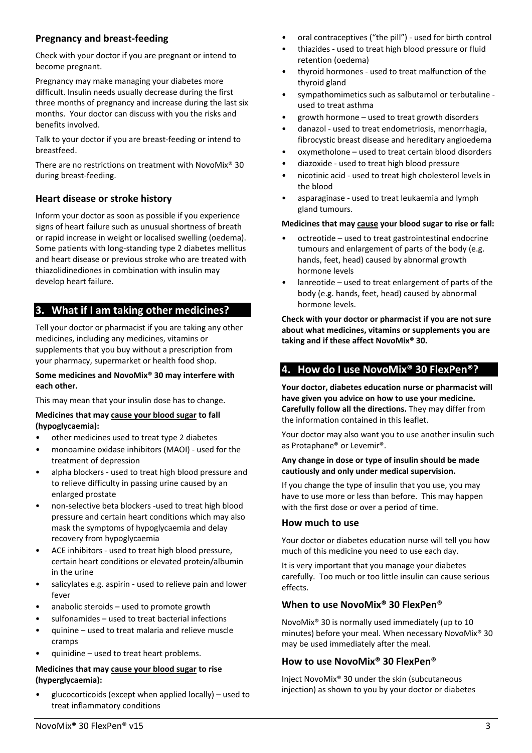### Pregnancy and breast-feeding

Check with your doctor if you are pregnant or intend to become pregnant.

Pregnancy may make managing your diabetes more difficult. Insulin needs usually decrease during the first three months of pregnancy and increase during the last six months. Your doctor can discuss with you the risks and benefits involved.

Talk to your doctor if you are breast-feeding or intend to breastfeed.

There are no restrictions on treatment with NovoMix® 30 during breast-feeding.

### Heart disease or stroke history

Inform your doctor as soon as possible if you experience signs of heart failure such as unusual shortness of breath or rapid increase in weight or localised swelling (oedema). Some patients with long-standing type 2 diabetes mellitus and heart disease or previous stroke who are treated with thiazolidinediones in combination with insulin may develop heart failure.

## 3. What if I am taking other medicines?

Tell your doctor or pharmacist if you are taking any other medicines, including any medicines, vitamins or supplements that you buy without a prescription from your pharmacy, supermarket or health food shop.

**Some medicines and NovoMix® 30 may interfere with each other.**

This may mean that your insulin dose has to change.

**Medicines that may <u>cause your blood sugar</u> to fall (hypoglycaemia):**

- other medicines used to treat type 2 diabetes
- monoamine oxidase inhibitors (MAOI) - used for the treatment of depression
- alpha blockers - used to treat high blood pressure and to relieve difficulty in passing urine caused by an enlarged prostate
- non-selective beta blockers -used to treat high blood pressure and certain heart conditions which may also mask the symptoms of hypoglycaemia and delay recovery from hypoglycaemia
- ACE inhibitors - used to treat high blood pressure, certain heart conditions or elevated protein/albumin in the urine
- salicylates e.g. aspirin - used to relieve pain and lower fever
- anabolic steroids – used to promote growth
- sulfonamides – used to treat bacterial infections
- quinine – used to treat malaria and relieve muscle cramps
- quinidine – used to treat heart problems.

**Medicines that may <u>cause your blood sugar</u> to rise (hyperglycaemia):**

- glucocorticoids (except when applied locally) – used to treat inflammatory conditions
- oral contraceptives ("the pill") - used for birth control
- thiazides - used to treat high blood pressure or fluid retention (oedema)
- thyroid hormones - used to treat malfunction of the thyroid gland
- sympathomimetics such as salbutamol or terbutaline - used to treat asthma
- growth hormone – used to treat growth disorders
- danazol - used to treat endometriosis, menorrhagia, fibrocystic breast disease and hereditary angioedema
- oxymetholone – used to treat certain blood disorders
- diazoxide - used to treat high blood pressure
- nicotinic acid - used to treat high cholesterol levels in the blood
- asparaginase - used to treat leukaemia and lymph gland tumours.

**Medicines that may <u>cause</u> your blood sugar to rise or fall:**

- octreotide – used to treat gastrointestinal endocrine tumours and enlargement of parts of the body (e.g. hands, feet, head) caused by abnormal growth hormone levels
- lanreotide – used to treat enlargement of parts of the body (e.g. hands, feet, head) caused by abnormal hormone levels.

**Check with your doctor or pharmacist if you are not sure about what medicines, vitamins or supplements you are taking and if these affect NovoMix® 30.**

## 4. How do I use NovoMix® 30 FlexPen®?

**Your doctor, diabetes education nurse or pharmacist will have given you advice on how to use your medicine. Carefully follow all the directions.** They may differ from the information contained in this leaflet.

Your doctor may also want you to use another insulin such as Protaphane® or Levemir®.

**Any change in dose or type of insulin should be made cautiously and only under medical supervision.**

If you change the type of insulin that you use, you may have to use more or less than before. This may happen with the first dose or over a period of time.

### How much to use

Your doctor or diabetes education nurse will tell you how much of this medicine you need to use each day.

It is very important that you manage your diabetes carefully. Too much or too little insulin can cause serious effects.

### When to use NovoMix® 30 FlexPen®

NovoMix® 30 is normally used immediately (up to 10 minutes) before your meal. When necessary NovoMix® 30 may be used immediately after the meal.

### How to use NovoMix® 30 FlexPen®

Inject NovoMix® 30 under the skin (subcutaneous injection) as shown to you by your doctor or diabetes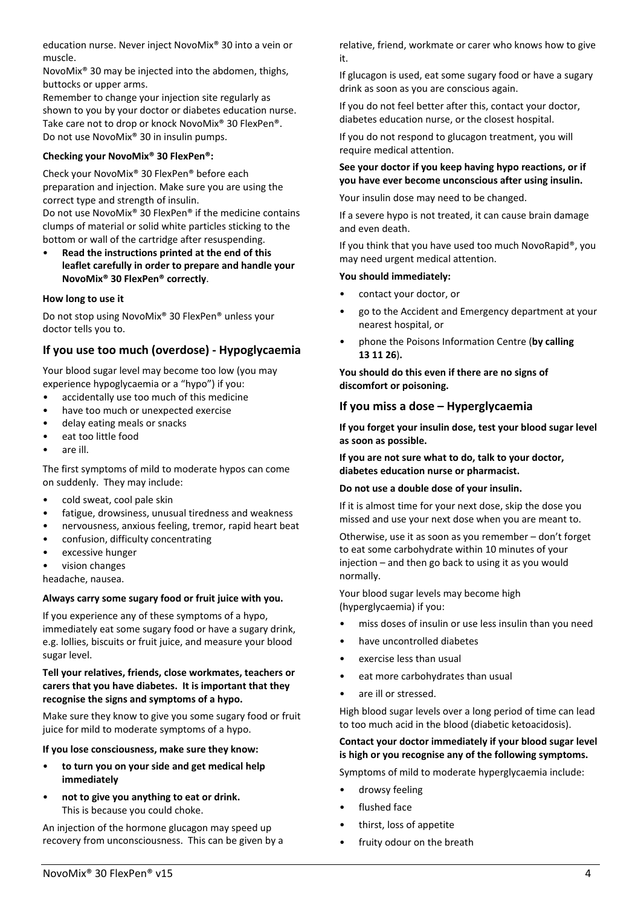education nurse. Never inject NovoMix® 30 into a vein or muscle.

NovoMix® 30 may be injected into the abdomen, thighs, buttocks or upper arms.

Remember to change your injection site regularly as shown to you by your doctor or diabetes education nurse.

Take care not to drop or knock NovoMix® 30 FlexPen®.

Do not use NovoMix® 30 in insulin pumps.

**Checking your NovoMix® 30 FlexPen®:**

Check your NovoMix® 30 FlexPen® before each preparation and injection. Make sure you are using the correct type and strength of insulin.

Do not use NovoMix® 30 FlexPen® if the medicine contains clumps of material or solid white particles sticking to the bottom or wall of the cartridge after resuspending.

- **Read the instructions printed at the end of this leaflet carefully in order to prepare and handle your NovoMix® 30 FlexPen® correctly**.

**How long to use it**

Do not stop using NovoMix® 30 FlexPen® unless your doctor tells you to.

## If you use too much (overdose) - Hypoglycaemia

Your blood sugar level may become too low (you may experience hypoglycaemia or a "hypo") if you:

- accidentally use too much of this medicine
- have too much or unexpected exercise
- delay eating meals or snacks
- eat too little food
- are ill.

The first symptoms of mild to moderate hypos can come on suddenly. They may include:

- cold sweat, cool pale skin
- fatigue, drowsiness, unusual tiredness and weakness
- nervousness, anxious feeling, tremor, rapid heart beat
- confusion, difficulty concentrating
- excessive hunger
- vision changes

headache, nausea.

**Always carry some sugary food or fruit juice with you.**

If you experience any of these symptoms of a hypo, immediately eat some sugary food or have a sugary drink, e.g. lollies, biscuits or fruit juice, and measure your blood sugar level.

**Tell your relatives, friends, close workmates, teachers or carers that you have diabetes. It is important that they recognise the signs and symptoms of a hypo.**

Make sure they know to give you some sugary food or fruit juice for mild to moderate symptoms of a hypo.

**If you lose consciousness, make sure they know:**

- **to turn you on your side and get medical help immediately**
- **not to give you anything to eat or drink.** This is because you could choke.

An injection of the hormone glucagon may speed up recovery from unconsciousness. This can be given by a relative, friend, workmate or carer who knows how to give it.

If glucagon is used, eat some sugary food or have a sugary drink as soon as you are conscious again.

If you do not feel better after this, contact your doctor, diabetes education nurse, or the closest hospital.

If you do not respond to glucagon treatment, you will require medical attention.

**See your doctor if you keep having hypo reactions, or if you have ever become unconscious after using insulin.**

Your insulin dose may need to be changed.

If a severe hypo is not treated, it can cause brain damage and even death.

If you think that you have used too much NovoRapid®, you may need urgent medical attention.

**You should immediately:**

- contact your doctor, or
- go to the Accident and Emergency department at your nearest hospital, or
- phone the Poisons Information Centre (**by calling 13 11 26**).

**You should do this even if there are no signs of discomfort or poisoning.**

## If you miss a dose – Hyperglycaemia

**If you forget your insulin dose, test your blood sugar level as soon as possible.**

**If you are not sure what to do, talk to your doctor, diabetes education nurse or pharmacist.**

**Do not use a double dose of your insulin.**

If it is almost time for your next dose, skip the dose you missed and use your next dose when you are meant to.

Otherwise, use it as soon as you remember – don't forget to eat some carbohydrate within 10 minutes of your injection – and then go back to using it as you would normally.

Your blood sugar levels may become high (hyperglycaemia) if you:

- miss doses of insulin or use less insulin than you need
- have uncontrolled diabetes
- exercise less than usual
- eat more carbohydrates than usual
- are ill or stressed.

High blood sugar levels over a long period of time can lead to too much acid in the blood (diabetic ketoacidosis).

**Contact your doctor immediately if your blood sugar level is high or you recognise any of the following symptoms.**

Symptoms of mild to moderate hyperglycaemia include:

- drowsy feeling
- flushed face
- thirst, loss of appetite
- fruity odour on the breath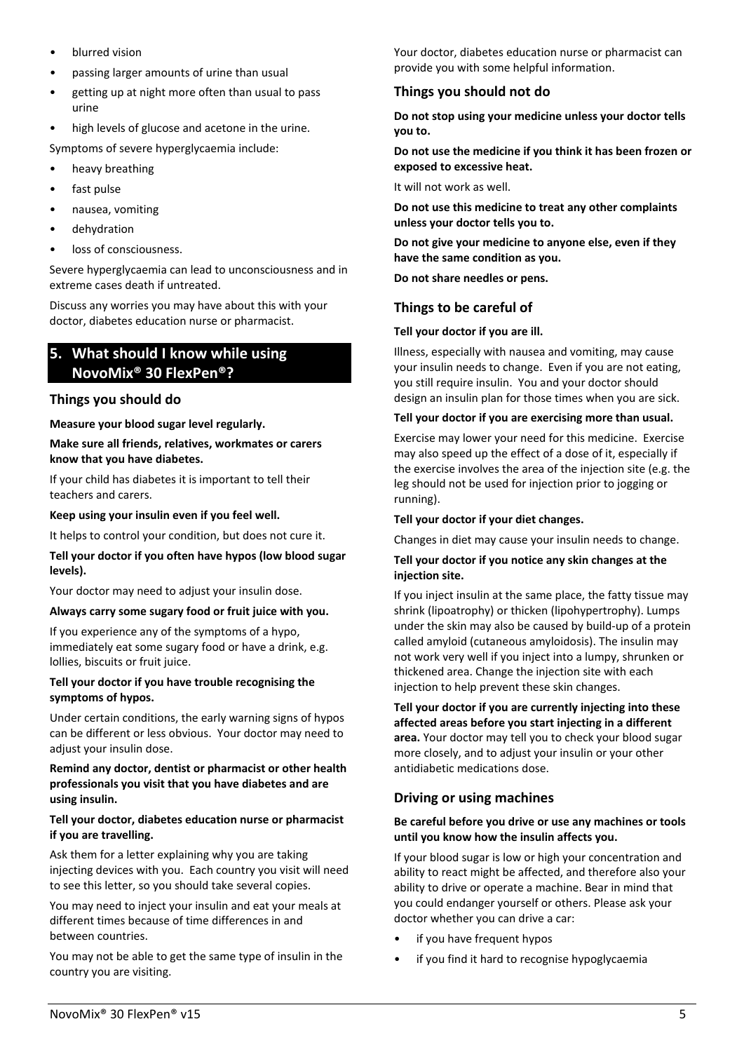- blurred vision
- passing larger amounts of urine than usual
- getting up at night more often than usual to pass urine
- high levels of glucose and acetone in the urine.

Symptoms of severe hyperglycaemia include:

- heavy breathing
- fast pulse
- nausea, vomiting
- dehydration
- loss of consciousness.

Severe hyperglycaemia can lead to unconsciousness and in extreme cases death if untreated.

Discuss any worries you may have about this with your doctor, diabetes education nurse or pharmacist.

## 5. What should I know while using NovoMix® 30 FlexPen®?

### Things you should do

**Measure your blood sugar level regularly.**

**Make sure all friends, relatives, workmates or carers know that you have diabetes.**

If your child has diabetes it is important to tell their teachers and carers.

**Keep using your insulin even if you feel well.**

It helps to control your condition, but does not cure it.

**Tell your doctor if you often have hypos (low blood sugar levels).**

Your doctor may need to adjust your insulin dose.

**Always carry some sugary food or fruit juice with you.**

If you experience any of the symptoms of a hypo, immediately eat some sugary food or have a drink, e.g. lollies, biscuits or fruit juice.

**Tell your doctor if you have trouble recognising the symptoms of hypos.**

Under certain conditions, the early warning signs of hypos can be different or less obvious. Your doctor may need to adjust your insulin dose.

**Remind any doctor, dentist or pharmacist or other health professionals you visit that you have diabetes and are using insulin.**

**Tell your doctor, diabetes education nurse or pharmacist if you are travelling.**

Ask them for a letter explaining why you are taking injecting devices with you. Each country you visit will need to see this letter, so you should take several copies.

You may need to inject your insulin and eat your meals at different times because of time differences in and between countries.

You may not be able to get the same type of insulin in the country you are visiting.

Your doctor, diabetes education nurse or pharmacist can provide you with some helpful information.

### Things you should not do

**Do not stop using your medicine unless your doctor tells you to.**

**Do not use the medicine if you think it has been frozen or exposed to excessive heat.**

It will not work as well.

**Do not use this medicine to treat any other complaints unless your doctor tells you to.**

**Do not give your medicine to anyone else, even if they have the same condition as you.**

**Do not share needles or pens.**

### Things to be careful of

**Tell your doctor if you are ill.**

Illness, especially with nausea and vomiting, may cause your insulin needs to change. Even if you are not eating, you still require insulin. You and your doctor should design an insulin plan for those times when you are sick.

**Tell your doctor if you are exercising more than usual.**

Exercise may lower your need for this medicine. Exercise may also speed up the effect of a dose of it, especially if the exercise involves the area of the injection site (e.g. the leg should not be used for injection prior to jogging or running).

**Tell your doctor if your diet changes.**

Changes in diet may cause your insulin needs to change.

**Tell your doctor if you notice any skin changes at the injection site.**

If you inject insulin at the same place, the fatty tissue may shrink (lipoatrophy) or thicken (lipohypertrophy). Lumps under the skin may also be caused by build-up of a protein called amyloid (cutaneous amyloidosis). The insulin may not work very well if you inject into a lumpy, shrunken or thickened area. Change the injection site with each injection to help prevent these skin changes.

**Tell your doctor if you are currently injecting into these affected areas before you start injecting in a different area.** Your doctor may tell you to check your blood sugar more closely, and to adjust your insulin or your other antidiabetic medications dose.

### Driving or using machines

**Be careful before you drive or use any machines or tools until you know how the insulin affects you.**

If your blood sugar is low or high your concentration and ability to react might be affected, and therefore also your ability to drive or operate a machine. Bear in mind that you could endanger yourself or others. Please ask your doctor whether you can drive a car:

- if you have frequent hypos
- if you find it hard to recognise hypoglycaemia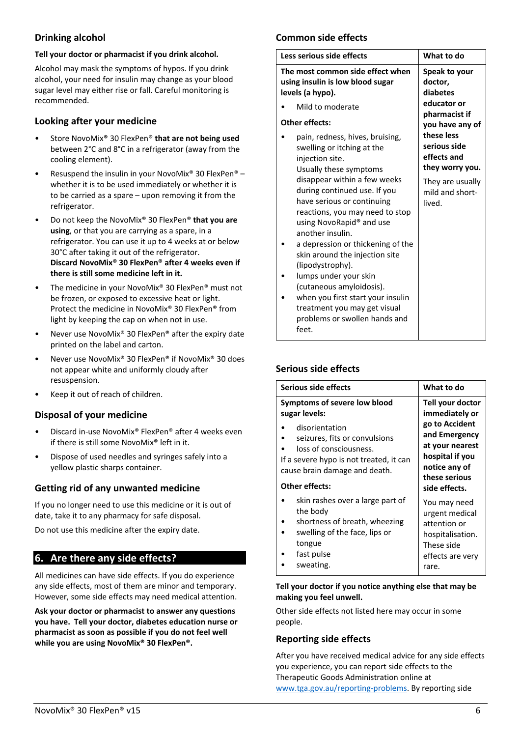## Drinking alcohol

**Tell your doctor or pharmacist if you drink alcohol.**

Alcohol may mask the symptoms of hypos. If you drink alcohol, your need for insulin may change as your blood sugar level may either rise or fall. Careful monitoring is recommended.

## Looking after your medicine

- Store NovoMix® 30 FlexPen® **that are not being used** between 2°C and 8°C in a refrigerator (away from the cooling element).
- Resuspend the insulin in your NovoMix® 30 FlexPen® – whether it is to be used immediately or whether it is to be carried as a spare – upon removing it from the refrigerator.
- Do not keep the NovoMix® 30 FlexPen® **that you are using**, or that you are carrying as a spare, in a refrigerator. You can use it up to 4 weeks at or below 30°C after taking it out of the refrigerator. **Discard NovoMix® 30 FlexPen® after 4 weeks even if there is still some medicine left in it.**
- The medicine in your NovoMix® 30 FlexPen® must not be frozen, or exposed to excessive heat or light. Protect the medicine in NovoMix® 30 FlexPen® from light by keeping the cap on when not in use.
- Never use NovoMix® 30 FlexPen® after the expiry date printed on the label and carton.
- Never use NovoMix® 30 FlexPen® if NovoMix® 30 does not appear white and uniformly cloudy after resuspension.
- Keep it out of reach of children.

## Disposal of your medicine

- Discard in-use NovoMix® FlexPen® after 4 weeks even if there is still some NovoMix® left in it.
- Dispose of used needles and syringes safely into a yellow plastic sharps container.

## Getting rid of any unwanted medicine

If you no longer need to use this medicine or it is out of date, take it to any pharmacy for safe disposal.

Do not use this medicine after the expiry date.

# 6. Are there any side effects?

All medicines can have side effects. If you do experience any side effects, most of them are minor and temporary. However, some side effects may need medical attention.

**Ask your doctor or pharmacist to answer any questions you have. Tell your doctor, diabetes education nurse or pharmacist as soon as possible if you do not feel well while you are using NovoMix® 30 FlexPen®.**

## Common side effects

| Less serious side effects | What to do |
|---|---|
| **The most common side effect when using insulin is low blood sugar levels (a hypo).**<br>• Mild to moderate<br>**Other effects:**<br>• pain, redness, hives, bruising, swelling or itching at the injection site. Usually these symptoms disappear within a few weeks during continued use. If you have serious or continuing reactions, you may need to stop using NovoRapid® and use another insulin.<br>• a depression or thickening of the skin around the injection site (lipodystrophy).<br>• lumps under your skin (cutaneous amyloidosis).<br>• when you first start your insulin treatment you may get visual problems or swollen hands and feet. | **Speak to your doctor, diabetes educator or pharmacist if you have any of these less serious side effects and they worry you.**<br>They are usually mild and short-lived. |

## Serious side effects

| Serious side effects | What to do |
|---|---|
| **Symptoms of severe low blood sugar levels:**<br>• disorientation<br>• seizures, fits or convulsions<br>• loss of consciousness.<br>If a severe hypo is not treated, it can cause brain damage and death.<br>**Other effects:**<br>• skin rashes over a large part of the body<br>• shortness of breath, wheezing<br>• swelling of the face, lips or tongue<br>• fast pulse<br>• sweating. | **Tell your doctor immediately or go to Accident and Emergency at your nearest hospital if you notice any of these serious side effects.**<br>You may need urgent medical attention or hospitalisation. These side effects are very rare. |

**Tell your doctor if you notice anything else that may be making you feel unwell.**

Other side effects not listed here may occur in some people.

## Reporting side effects

After you have received medical advice for any side effects you experience, you can report side effects to the Therapeutic Goods Administration online at www.tga.gov.au/reporting-problems. By reporting side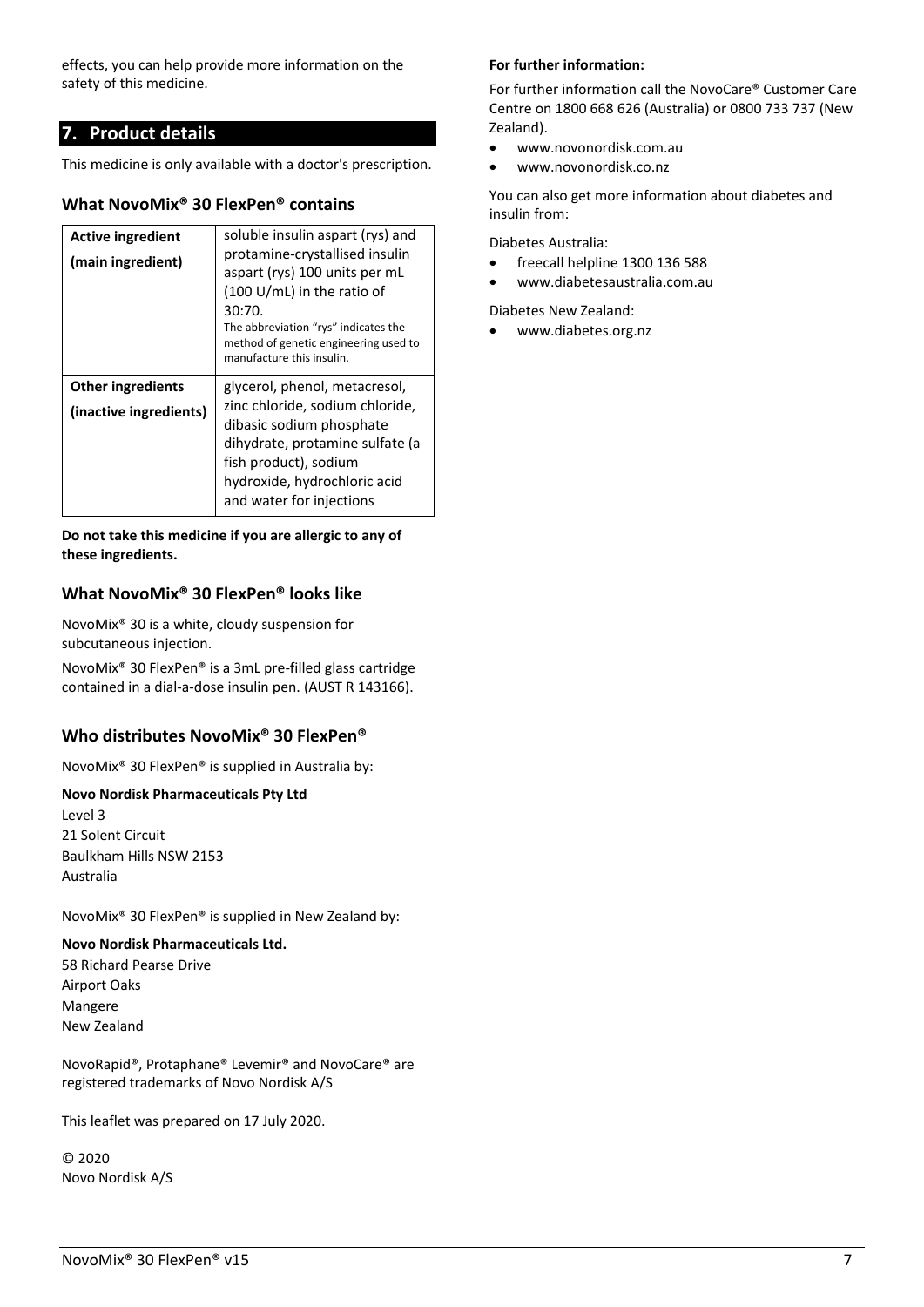effects, you can help provide more information on the safety of this medicine.

## 7. Product details

This medicine is only available with a doctor's prescription.

### What NovoMix® 30 FlexPen® contains

| | |
|---|---|
| **Active ingredient (main ingredient)** | soluble insulin aspart (rys) and protamine-crystallised insulin aspart (rys) 100 units per mL (100 U/mL) in the ratio of 30:70. The abbreviation "rys" indicates the method of genetic engineering used to manufacture this insulin. |
| **Other ingredients (inactive ingredients)** | glycerol, phenol, metacresol, zinc chloride, sodium chloride, dibasic sodium phosphate dihydrate, protamine sulfate (a fish product), sodium hydroxide, hydrochloric acid and water for injections |

**Do not take this medicine if you are allergic to any of these ingredients.**

### What NovoMix® 30 FlexPen® looks like

NovoMix® 30 is a white, cloudy suspension for subcutaneous injection.

NovoMix® 30 FlexPen® is a 3mL pre-filled glass cartridge contained in a dial-a-dose insulin pen. (AUST R 143166).

### Who distributes NovoMix® 30 FlexPen®

NovoMix® 30 FlexPen® is supplied in Australia by:

**Novo Nordisk Pharmaceuticals Pty Ltd**
Level 3
21 Solent Circuit
Baulkham Hills NSW 2153
Australia

NovoMix® 30 FlexPen® is supplied in New Zealand by:

**Novo Nordisk Pharmaceuticals Ltd.**
58 Richard Pearse Drive
Airport Oaks
Mangere
New Zealand

NovoRapid®, Protaphane® Levemir® and NovoCare® are registered trademarks of Novo Nordisk A/S

This leaflet was prepared on 17 July 2020.

© 2020
Novo Nordisk A/S

**For further information:**

For further information call the NovoCare® Customer Care Centre on 1800 668 626 (Australia) or 0800 733 737 (New Zealand).

- www.novonordisk.com.au
- www.novonordisk.co.nz

You can also get more information about diabetes and insulin from:

Diabetes Australia:

- freecall helpline 1300 136 588
- www.diabetesaustralia.com.au

Diabetes New Zealand:

- www.diabetes.org.nz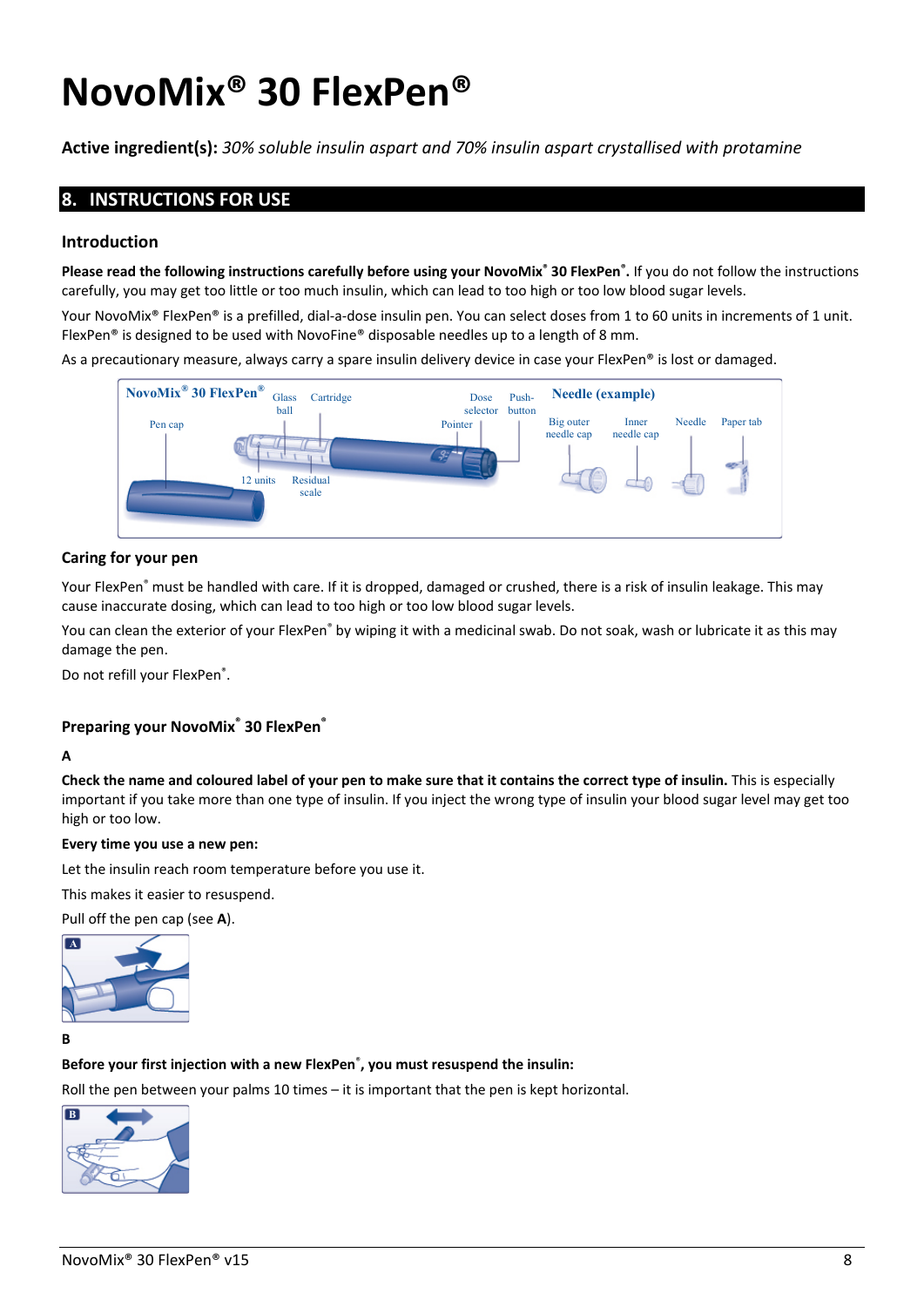# NovoMix® 30 FlexPen®

**Active ingredient(s):** *30% soluble insulin aspart and 70% insulin aspart crystallised with protamine*

## 8. INSTRUCTIONS FOR USE

### Introduction

**Please read the following instructions carefully before using your NovoMix® 30 FlexPen®.** If you do not follow the instructions carefully, you may get too little or too much insulin, which can lead to too high or too low blood sugar levels.

Your NovoMix® FlexPen® is a prefilled, dial-a-dose insulin pen. You can select doses from 1 to 60 units in increments of 1 unit. FlexPen® is designed to be used with NovoFine® disposable needles up to a length of 8 mm.

As a precautionary measure, always carry a spare insulin delivery device in case your FlexPen® is lost or damaged.

### Caring for your pen

Your FlexPen® must be handled with care. If it is dropped, damaged or crushed, there is a risk of insulin leakage. This may cause inaccurate dosing, which can lead to too high or too low blood sugar levels.

You can clean the exterior of your FlexPen® by wiping it with a medicinal swab. Do not soak, wash or lubricate it as this may damage the pen.

Do not refill your FlexPen®.

### Preparing your NovoMix® 30 FlexPen®

**A**

**Check the name and coloured label of your pen to make sure that it contains the correct type of insulin.** This is especially important if you take more than one type of insulin. If you inject the wrong type of insulin your blood sugar level may get too high or too low.

**Every time you use a new pen:**

Let the insulin reach room temperature before you use it.

This makes it easier to resuspend.

Pull off the pen cap (see **A**).

**B**

**Before your first injection with a new FlexPen®, you must resuspend the insulin:**

Roll the pen between your palms 10 times – it is important that the pen is kept horizontal.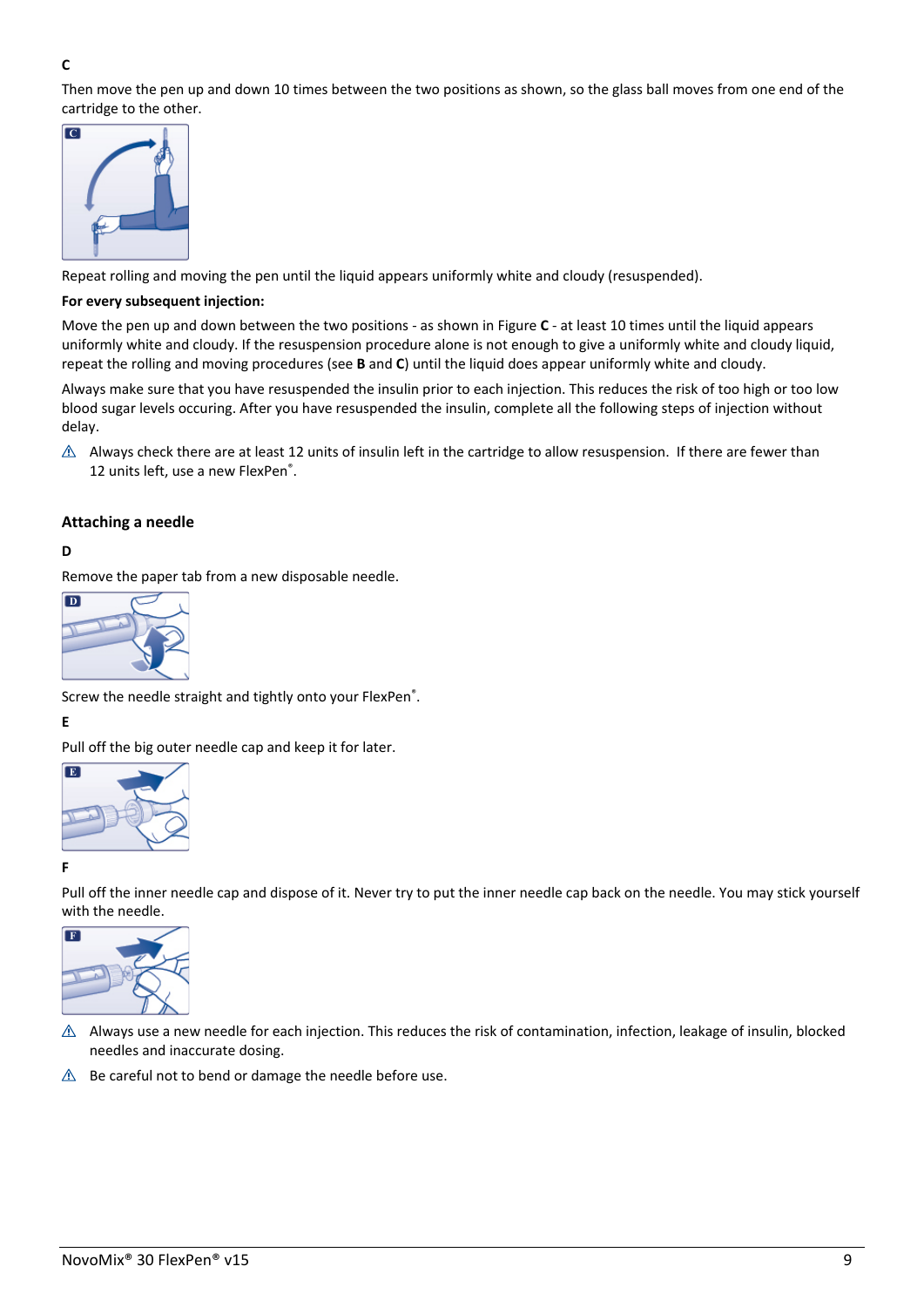**C**

Then move the pen up and down 10 times between the two positions as shown, so the glass ball moves from one end of the cartridge to the other.

Repeat rolling and moving the pen until the liquid appears uniformly white and cloudy (resuspended).

**For every subsequent injection:**

Move the pen up and down between the two positions - as shown in Figure **C** - at least 10 times until the liquid appears uniformly white and cloudy. If the resuspension procedure alone is not enough to give a uniformly white and cloudy liquid, repeat the rolling and moving procedures (see **B** and **C**) until the liquid does appear uniformly white and cloudy.

Always make sure that you have resuspended the insulin prior to each injection. This reduces the risk of too high or too low blood sugar levels occuring. After you have resuspended the insulin, complete all the following steps of injection without delay.

⚠ Always check there are at least 12 units of insulin left in the cartridge to allow resuspension. If there are fewer than 12 units left, use a new FlexPen®.

## Attaching a needle

**D**

Remove the paper tab from a new disposable needle.

Screw the needle straight and tightly onto your FlexPen®.

**E**

Pull off the big outer needle cap and keep it for later.

**F**

Pull off the inner needle cap and dispose of it. Never try to put the inner needle cap back on the needle. You may stick yourself with the needle.

⚠ Always use a new needle for each injection. This reduces the risk of contamination, infection, leakage of insulin, blocked needles and inaccurate dosing.

⚠ Be careful not to bend or damage the needle before use.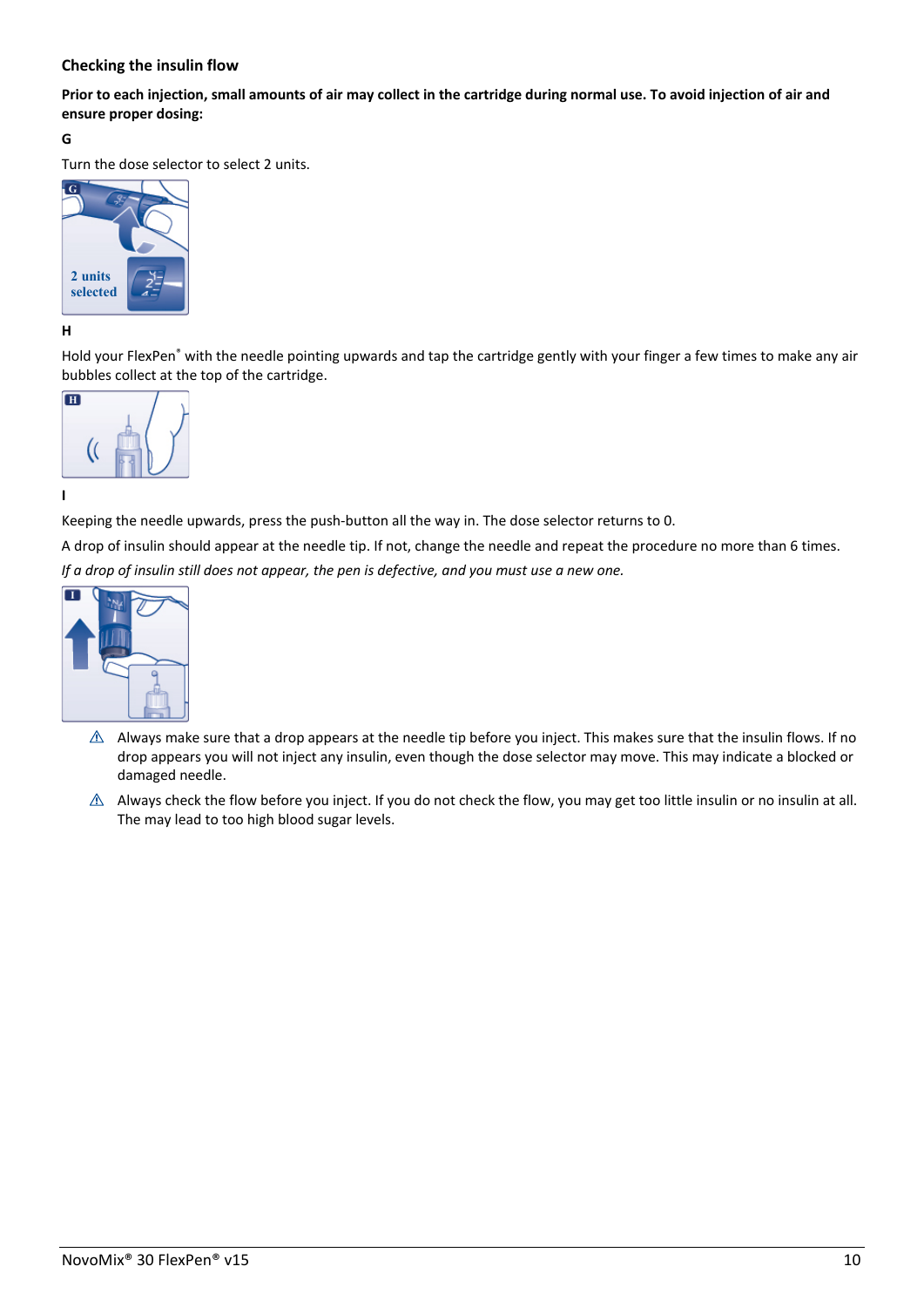### Checking the insulin flow

**Prior to each injection, small amounts of air may collect in the cartridge during normal use. To avoid injection of air and ensure proper dosing:**

**G**

Turn the dose selector to select 2 units.

**H**

Hold your FlexPen® with the needle pointing upwards and tap the cartridge gently with your finger a few times to make any air bubbles collect at the top of the cartridge.

**I**

Keeping the needle upwards, press the push-button all the way in. The dose selector returns to 0.

A drop of insulin should appear at the needle tip. If not, change the needle and repeat the procedure no more than 6 times.

*If a drop of insulin still does not appear, the pen is defective, and you must use a new one.*

- ⚠ Always make sure that a drop appears at the needle tip before you inject. This makes sure that the insulin flows. If no drop appears you will not inject any insulin, even though the dose selector may move. This may indicate a blocked or damaged needle.
- ⚠ Always check the flow before you inject. If you do not check the flow, you may get too little insulin or no insulin at all. The may lead to too high blood sugar levels.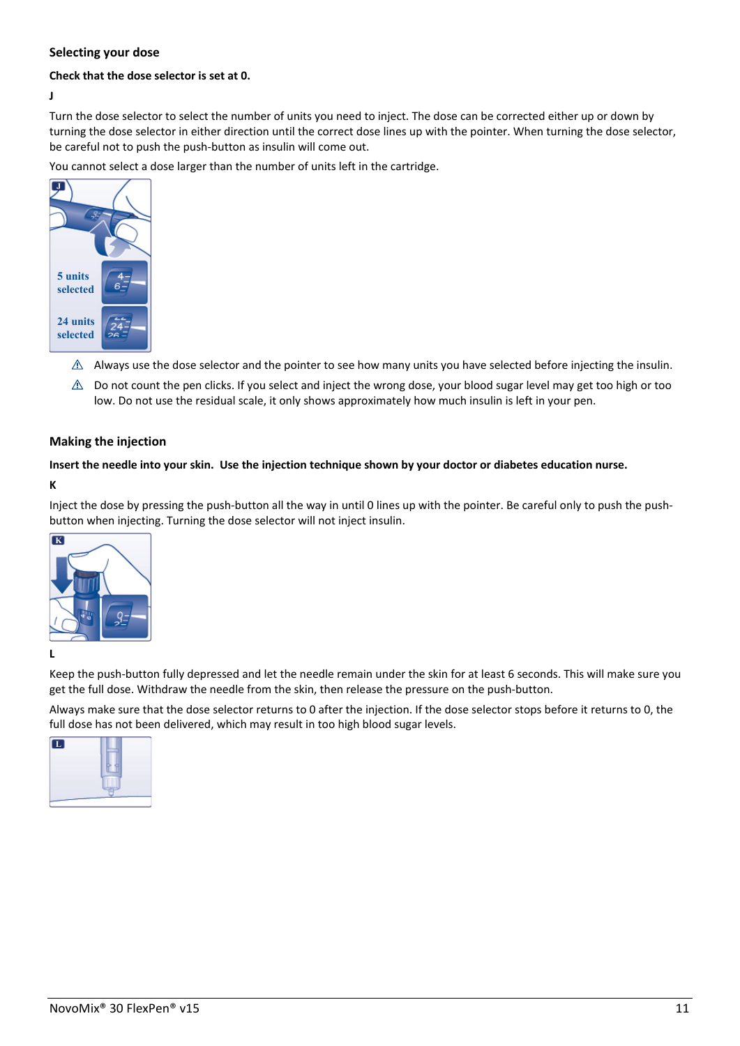## Selecting your dose

**Check that the dose selector is set at 0.**

**J**

Turn the dose selector to select the number of units you need to inject. The dose can be corrected either up or down by turning the dose selector in either direction until the correct dose lines up with the pointer. When turning the dose selector, be careful not to push the push-button as insulin will come out.

You cannot select a dose larger than the number of units left in the cartridge.

- ⚠ Always use the dose selector and the pointer to see how many units you have selected before injecting the insulin.
- ⚠ Do not count the pen clicks. If you select and inject the wrong dose, your blood sugar level may get too high or too low. Do not use the residual scale, it only shows approximately how much insulin is left in your pen.

## Making the injection

**Insert the needle into your skin. Use the injection technique shown by your doctor or diabetes education nurse.**

**K**

Inject the dose by pressing the push-button all the way in until 0 lines up with the pointer. Be careful only to push the push-button when injecting. Turning the dose selector will not inject insulin.

**L**

Keep the push-button fully depressed and let the needle remain under the skin for at least 6 seconds. This will make sure you get the full dose. Withdraw the needle from the skin, then release the pressure on the push-button.

Always make sure that the dose selector returns to 0 after the injection. If the dose selector stops before it returns to 0, the full dose has not been delivered, which may result in too high blood sugar levels.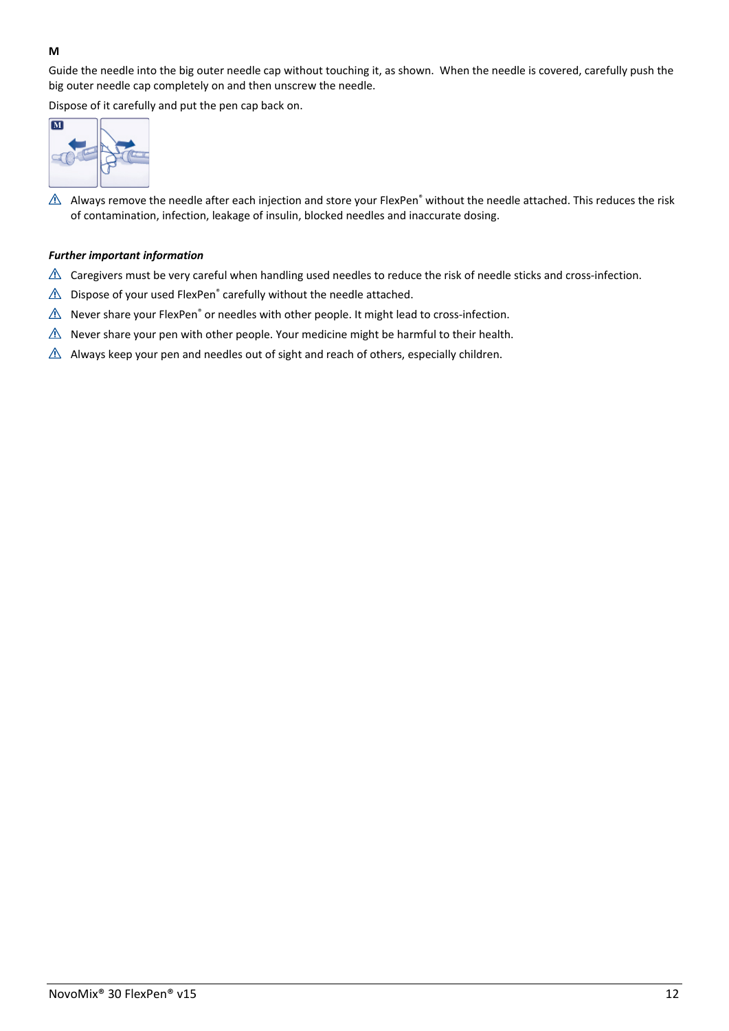**M**

Guide the needle into the big outer needle cap without touching it, as shown. When the needle is covered, carefully push the big outer needle cap completely on and then unscrew the needle.

Dispose of it carefully and put the pen cap back on.

⚠ Always remove the needle after each injection and store your FlexPen® without the needle attached. This reduces the risk of contamination, infection, leakage of insulin, blocked needles and inaccurate dosing.

***Further important information***

⚠ Caregivers must be very careful when handling used needles to reduce the risk of needle sticks and cross-infection.

⚠ Dispose of your used FlexPen® carefully without the needle attached.

⚠ Never share your FlexPen® or needles with other people. It might lead to cross-infection.

⚠ Never share your pen with other people. Your medicine might be harmful to their health.

⚠ Always keep your pen and needles out of sight and reach of others, especially children.